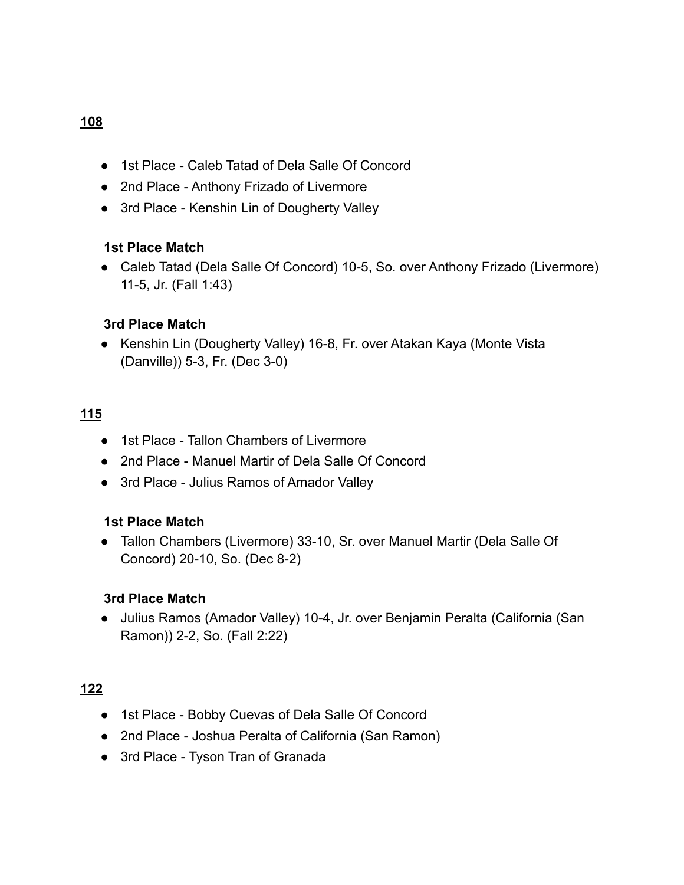## 108

- 1st Place - Caleb Tatad of Dela Salle Of Concord
- 2nd Place - Anthony Frizado of Livermore
- 3rd Place - Kenshin Lin of Dougherty Valley

### 1st Place Match

- Caleb Tatad (Dela Salle Of Concord) 10-5, So. over Anthony Frizado (Livermore) 11-5, Jr. (Fall 1:43)

### 3rd Place Match

- Kenshin Lin (Dougherty Valley) 16-8, Fr. over Atakan Kaya (Monte Vista (Danville)) 5-3, Fr. (Dec 3-0)

## 115

- 1st Place - Tallon Chambers of Livermore
- 2nd Place - Manuel Martir of Dela Salle Of Concord
- 3rd Place - Julius Ramos of Amador Valley

### 1st Place Match

- Tallon Chambers (Livermore) 33-10, Sr. over Manuel Martir (Dela Salle Of Concord) 20-10, So. (Dec 8-2)

### 3rd Place Match

- Julius Ramos (Amador Valley) 10-4, Jr. over Benjamin Peralta (California (San Ramon)) 2-2, So. (Fall 2:22)

## 122

- 1st Place - Bobby Cuevas of Dela Salle Of Concord
- 2nd Place - Joshua Peralta of California (San Ramon)
- 3rd Place - Tyson Tran of Granada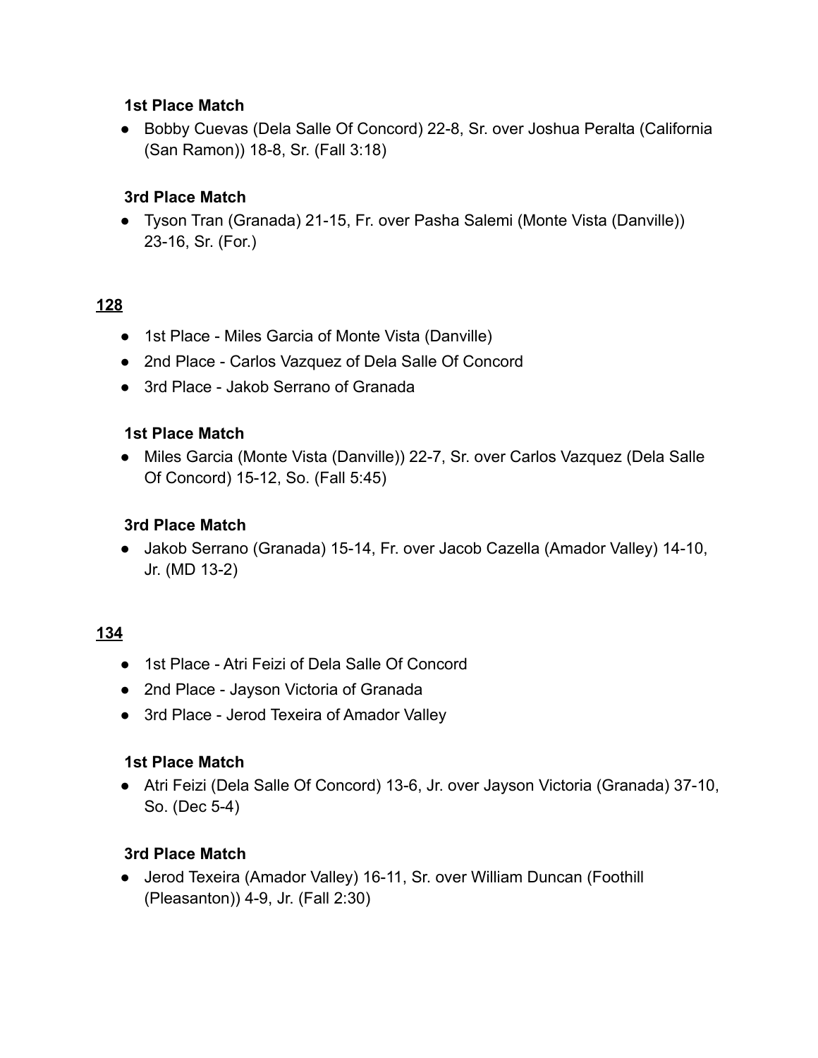### 1st Place Match

- Bobby Cuevas (Dela Salle Of Concord) 22-8, Sr. over Joshua Peralta (California (San Ramon)) 18-8, Sr. (Fall 3:18)

### 3rd Place Match

- Tyson Tran (Granada) 21-15, Fr. over Pasha Salemi (Monte Vista (Danville)) 23-16, Sr. (For.)

## 128

- 1st Place - Miles Garcia of Monte Vista (Danville)
- 2nd Place - Carlos Vazquez of Dela Salle Of Concord
- 3rd Place - Jakob Serrano of Granada

### 1st Place Match

- Miles Garcia (Monte Vista (Danville)) 22-7, Sr. over Carlos Vazquez (Dela Salle Of Concord) 15-12, So. (Fall 5:45)

### 3rd Place Match

- Jakob Serrano (Granada) 15-14, Fr. over Jacob Cazella (Amador Valley) 14-10, Jr. (MD 13-2)

## 134

- 1st Place - Atri Feizi of Dela Salle Of Concord
- 2nd Place - Jayson Victoria of Granada
- 3rd Place - Jerod Texeira of Amador Valley

### 1st Place Match

- Atri Feizi (Dela Salle Of Concord) 13-6, Jr. over Jayson Victoria (Granada) 37-10, So. (Dec 5-4)

### 3rd Place Match

- Jerod Texeira (Amador Valley) 16-11, Sr. over William Duncan (Foothill (Pleasanton)) 4-9, Jr. (Fall 2:30)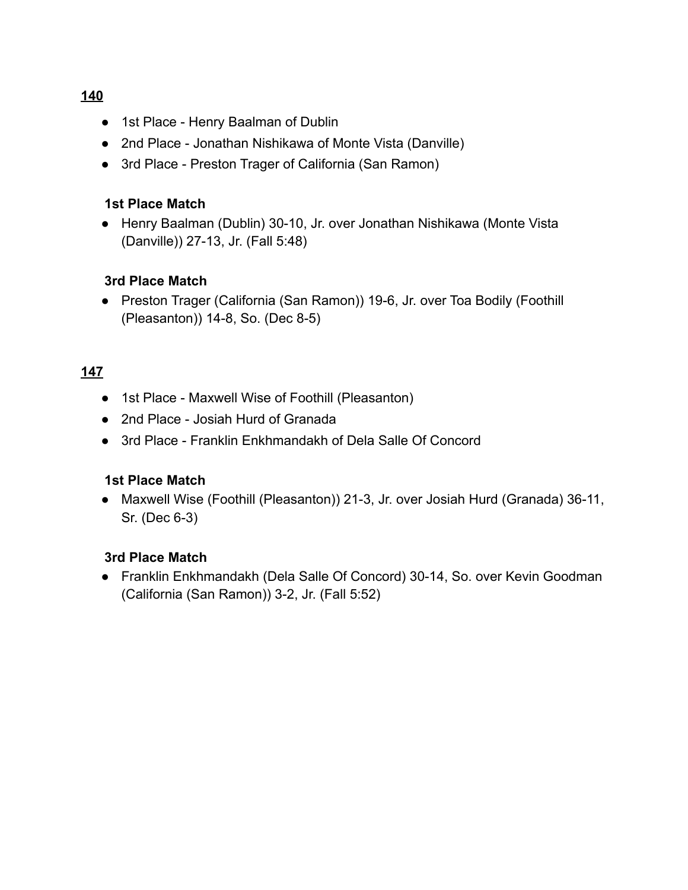**140**

- 1st Place - Henry Baalman of Dublin
- 2nd Place - Jonathan Nishikawa of Monte Vista (Danville)
- 3rd Place - Preston Trager of California (San Ramon)

**1st Place Match**

- Henry Baalman (Dublin) 30-10, Jr. over Jonathan Nishikawa (Monte Vista (Danville)) 27-13, Jr. (Fall 5:48)

**3rd Place Match**

- Preston Trager (California (San Ramon)) 19-6, Jr. over Toa Bodily (Foothill (Pleasanton)) 14-8, So. (Dec 8-5)

**147**

- 1st Place - Maxwell Wise of Foothill (Pleasanton)
- 2nd Place - Josiah Hurd of Granada
- 3rd Place - Franklin Enkhmandakh of Dela Salle Of Concord

**1st Place Match**

- Maxwell Wise (Foothill (Pleasanton)) 21-3, Jr. over Josiah Hurd (Granada) 36-11, Sr. (Dec 6-3)

**3rd Place Match**

- Franklin Enkhmandakh (Dela Salle Of Concord) 30-14, So. over Kevin Goodman (California (San Ramon)) 3-2, Jr. (Fall 5:52)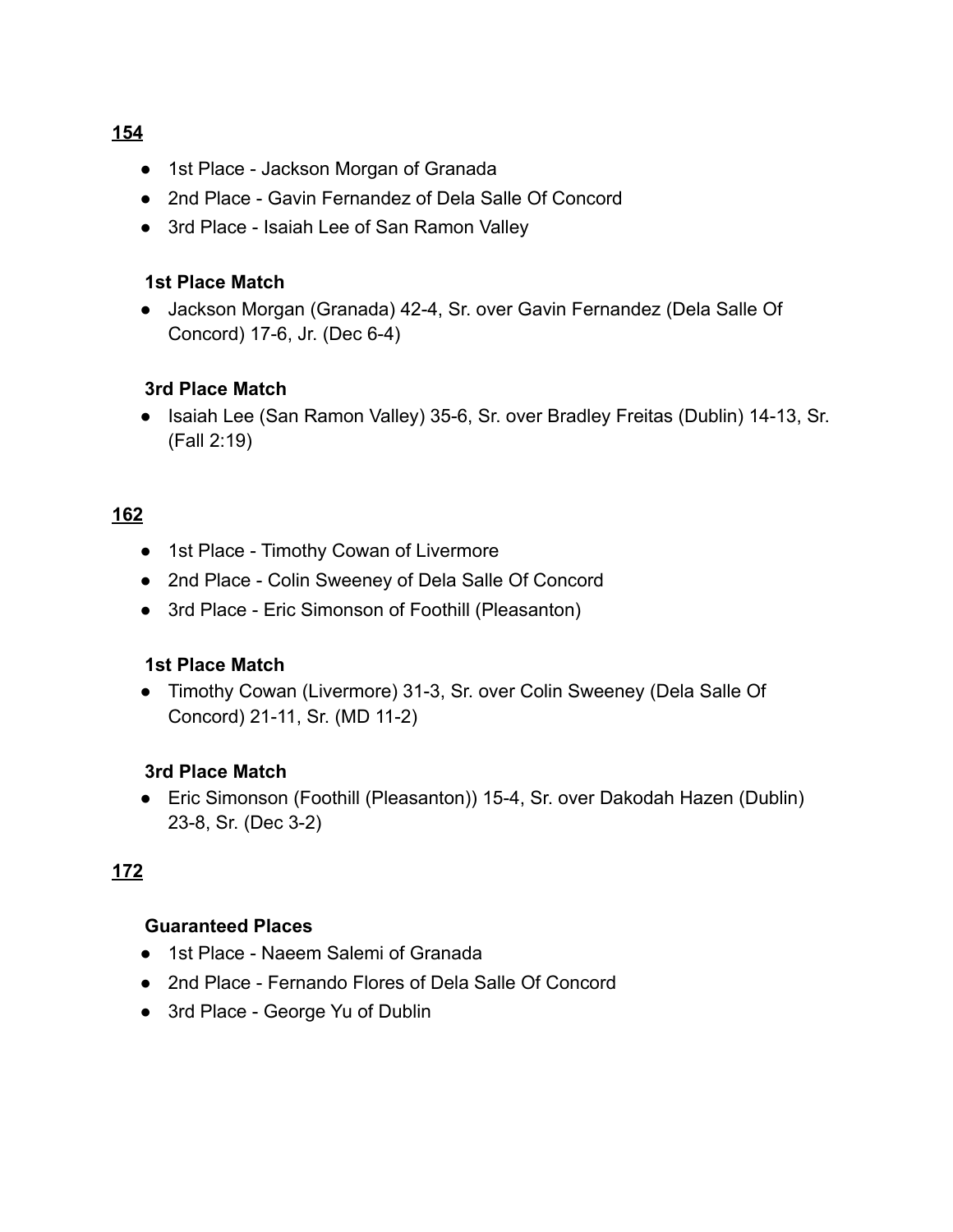**154**

- 1st Place - Jackson Morgan of Granada
- 2nd Place - Gavin Fernandez of Dela Salle Of Concord
- 3rd Place - Isaiah Lee of San Ramon Valley

**1st Place Match**

- Jackson Morgan (Granada) 42-4, Sr. over Gavin Fernandez (Dela Salle Of Concord) 17-6, Jr. (Dec 6-4)

**3rd Place Match**

- Isaiah Lee (San Ramon Valley) 35-6, Sr. over Bradley Freitas (Dublin) 14-13, Sr. (Fall 2:19)

**162**

- 1st Place - Timothy Cowan of Livermore
- 2nd Place - Colin Sweeney of Dela Salle Of Concord
- 3rd Place - Eric Simonson of Foothill (Pleasanton)

**1st Place Match**

- Timothy Cowan (Livermore) 31-3, Sr. over Colin Sweeney (Dela Salle Of Concord) 21-11, Sr. (MD 11-2)

**3rd Place Match**

- Eric Simonson (Foothill (Pleasanton)) 15-4, Sr. over Dakodah Hazen (Dublin) 23-8, Sr. (Dec 3-2)

**172**

**Guaranteed Places**

- 1st Place - Naeem Salemi of Granada
- 2nd Place - Fernando Flores of Dela Salle Of Concord
- 3rd Place - George Yu of Dublin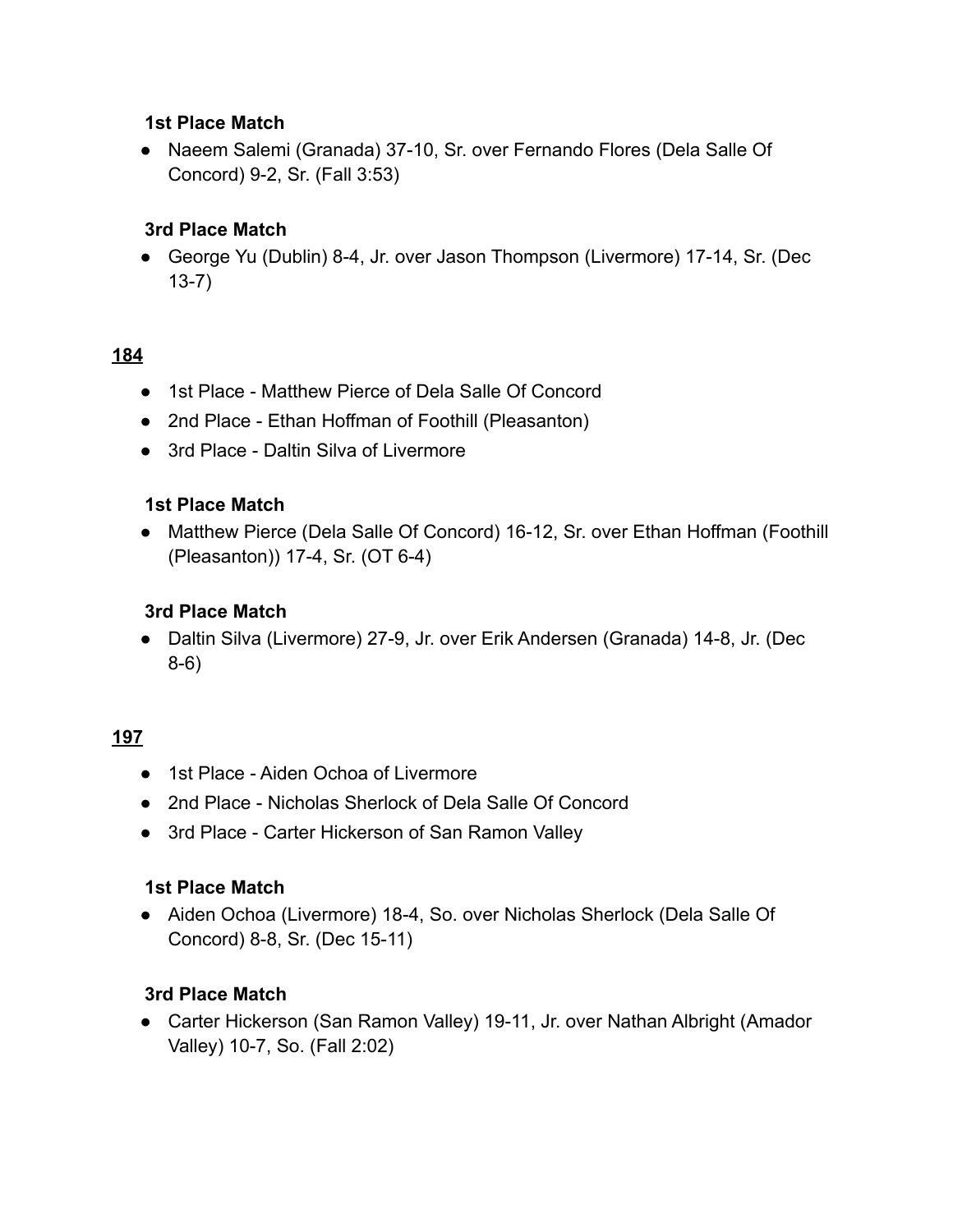### 1st Place Match

- Naeem Salemi (Granada) 37-10, Sr. over Fernando Flores (Dela Salle Of Concord) 9-2, Sr. (Fall 3:53)

### 3rd Place Match

- George Yu (Dublin) 8-4, Jr. over Jason Thompson (Livermore) 17-14, Sr. (Dec 13-7)

## 184

- 1st Place - Matthew Pierce of Dela Salle Of Concord
- 2nd Place - Ethan Hoffman of Foothill (Pleasanton)
- 3rd Place - Daltin Silva of Livermore

### 1st Place Match

- Matthew Pierce (Dela Salle Of Concord) 16-12, Sr. over Ethan Hoffman (Foothill (Pleasanton)) 17-4, Sr. (OT 6-4)

### 3rd Place Match

- Daltin Silva (Livermore) 27-9, Jr. over Erik Andersen (Granada) 14-8, Jr. (Dec 8-6)

## 197

- 1st Place - Aiden Ochoa of Livermore
- 2nd Place - Nicholas Sherlock of Dela Salle Of Concord
- 3rd Place - Carter Hickerson of San Ramon Valley

### 1st Place Match

- Aiden Ochoa (Livermore) 18-4, So. over Nicholas Sherlock (Dela Salle Of Concord) 8-8, Sr. (Dec 15-11)

### 3rd Place Match

- Carter Hickerson (San Ramon Valley) 19-11, Jr. over Nathan Albright (Amador Valley) 10-7, So. (Fall 2:02)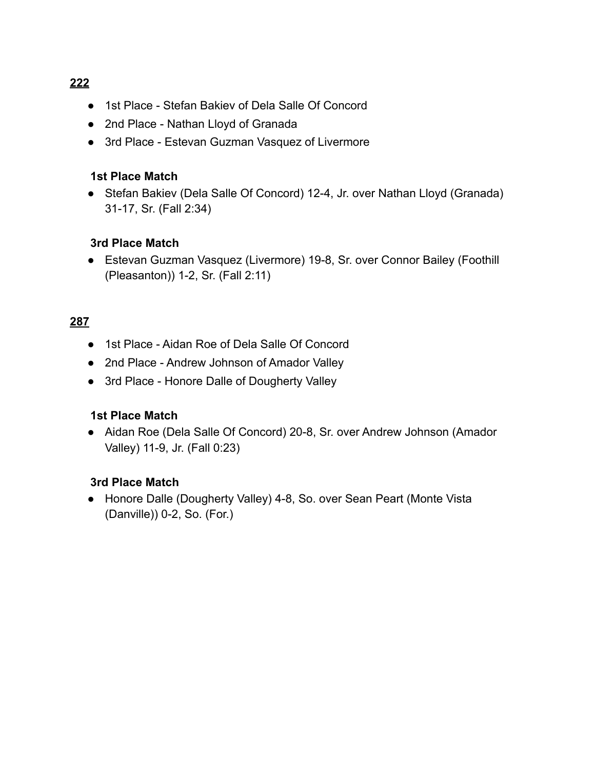**222**

- 1st Place - Stefan Bakiev of Dela Salle Of Concord
- 2nd Place - Nathan Lloyd of Granada
- 3rd Place - Estevan Guzman Vasquez of Livermore

**1st Place Match**

- Stefan Bakiev (Dela Salle Of Concord) 12-4, Jr. over Nathan Lloyd (Granada) 31-17, Sr. (Fall 2:34)

**3rd Place Match**

- Estevan Guzman Vasquez (Livermore) 19-8, Sr. over Connor Bailey (Foothill (Pleasanton)) 1-2, Sr. (Fall 2:11)

**287**

- 1st Place - Aidan Roe of Dela Salle Of Concord
- 2nd Place - Andrew Johnson of Amador Valley
- 3rd Place - Honore Dalle of Dougherty Valley

**1st Place Match**

- Aidan Roe (Dela Salle Of Concord) 20-8, Sr. over Andrew Johnson (Amador Valley) 11-9, Jr. (Fall 0:23)

**3rd Place Match**

- Honore Dalle (Dougherty Valley) 4-8, So. over Sean Peart (Monte Vista (Danville)) 0-2, So. (For.)